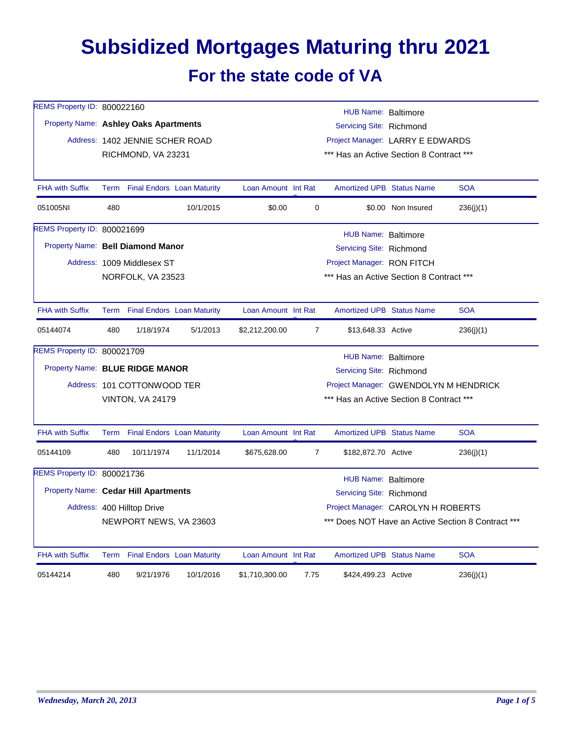# Subsidized Mortgages Maturing thru 2021

## For the state code of VA

REMS Property ID: 800022160
Property Name: **Ashley Oaks Apartments**
Address: 1402 JENNIE SCHER ROAD
RICHMOND, VA 23231

HUB Name: Baltimore
Servicing Site: Richmond
Project Manager: LARRY E EDWARDS
*** Has an Active Section 8 Contract ***

| FHA with Suffix | Term | Final Endors | Loan Maturity | Loan Amount | Int Rate | Amortized UPB | Status Name | SOA |
|---|---|---|---|---|---|---|---|---|
| 051005NI | 480 | | 10/1/2015 | $0.00 | 0 | $0.00 | Non Insured | 236(j)(1) |

REMS Property ID: 800021699
Property Name: **Bell Diamond Manor**
Address: 1009 Middlesex ST
NORFOLK, VA 23523

HUB Name: Baltimore
Servicing Site: Richmond
Project Manager: RON FITCH
*** Has an Active Section 8 Contract ***

| FHA with Suffix | Term | Final Endors | Loan Maturity | Loan Amount | Int Rate | Amortized UPB | Status Name | SOA |
|---|---|---|---|---|---|---|---|---|
| 05144074 | 480 | 1/18/1974 | 5/1/2013 | $2,212,200.00 | 7 | $13,648.33 | Active | 236(j)(1) |

REMS Property ID: 800021709
Property Name: **BLUE RIDGE MANOR**
Address: 101 COTTONWOOD TER
VINTON, VA 24179

HUB Name: Baltimore
Servicing Site: Richmond
Project Manager: GWENDOLYN M HENDRICK
*** Has an Active Section 8 Contract ***

| FHA with Suffix | Term | Final Endors | Loan Maturity | Loan Amount | Int Rate | Amortized UPB | Status Name | SOA |
|---|---|---|---|---|---|---|---|---|
| 05144109 | 480 | 10/11/1974 | 11/1/2014 | $675,628.00 | 7 | $182,872.70 | Active | 236(j)(1) |

REMS Property ID: 800021736
Property Name: **Cedar Hill Apartments**
Address: 400 Hilltop Drive
NEWPORT NEWS, VA 23603

HUB Name: Baltimore
Servicing Site: Richmond
Project Manager: CAROLYN H ROBERTS
*** Does NOT Have an Active Section 8 Contract ***

| FHA with Suffix | Term | Final Endors | Loan Maturity | Loan Amount | Int Rate | Amortized UPB | Status Name | SOA |
|---|---|---|---|---|---|---|---|---|
| 05144214 | 480 | 9/21/1976 | 10/1/2016 | $1,710,300.00 | 7.75 | $424,499.23 | Active | 236(j)(1) |

*Wednesday, March 20, 2013*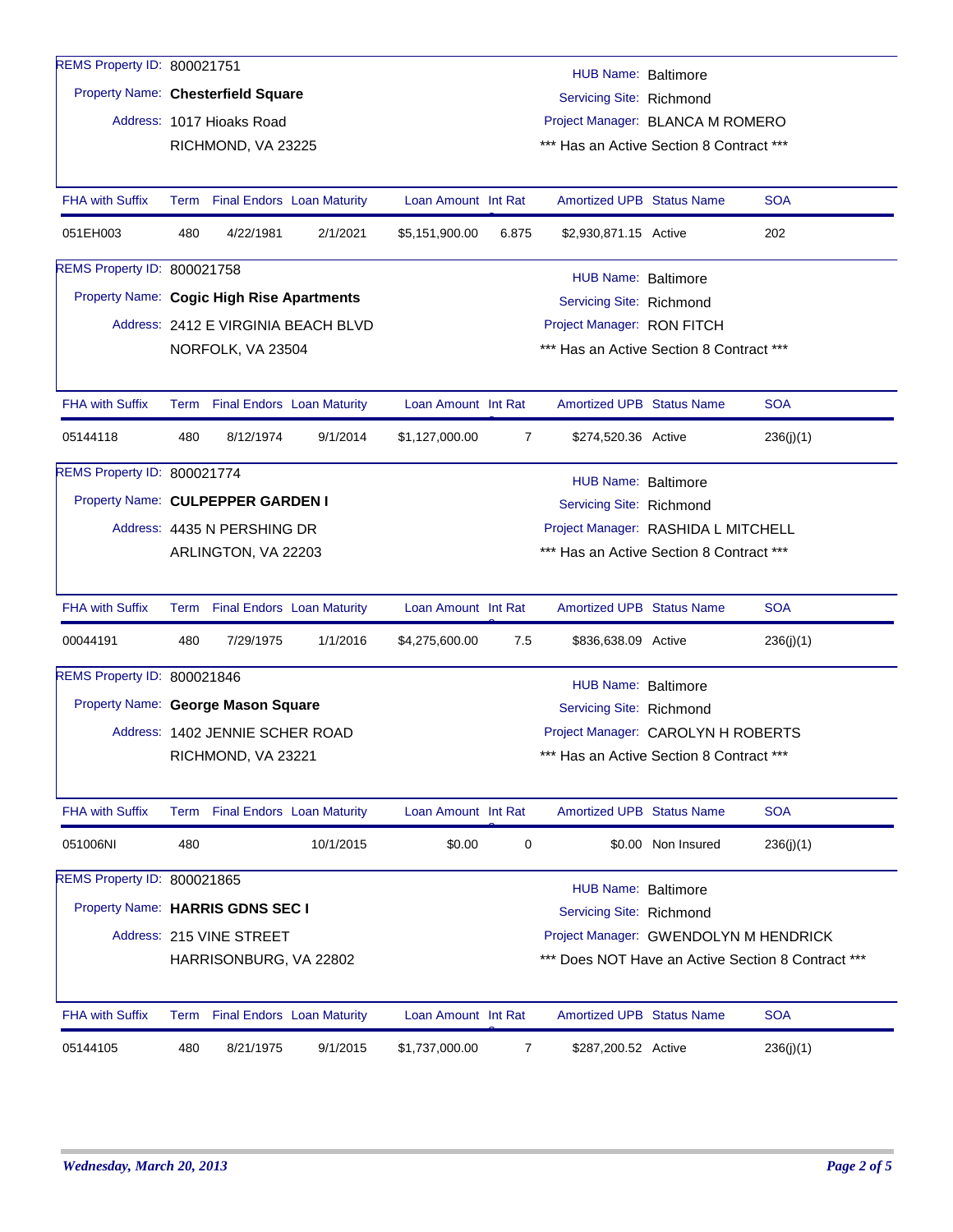REMS Property ID: 800021751

Property Name: **Chesterfield Square**

Address: 1017 Hioaks Road
RICHMOND, VA 23225

HUB Name: Baltimore
Servicing Site: Richmond
Project Manager: BLANCA M ROMERO
*** Has an Active Section 8 Contract ***

| FHA with Suffix | Term | Final Endors | Loan Maturity | Loan Amount | Int Rate | Amortized UPB | Status Name | SOA |
|---|---|---|---|---|---|---|---|---|
| 051EH003 | 480 | 4/22/1981 | 2/1/2021 | $5,151,900.00 | 6.875 | $2,930,871.15 | Active | 202 |

REMS Property ID: 800021758

Property Name: **Cogic High Rise Apartments**

Address: 2412 E VIRGINIA BEACH BLVD
NORFOLK, VA 23504

HUB Name: Baltimore
Servicing Site: Richmond
Project Manager: RON FITCH
*** Has an Active Section 8 Contract ***

| FHA with Suffix | Term | Final Endors | Loan Maturity | Loan Amount | Int Rate | Amortized UPB | Status Name | SOA |
|---|---|---|---|---|---|---|---|---|
| 05144118 | 480 | 8/12/1974 | 9/1/2014 | $1,127,000.00 | 7 | $274,520.36 | Active | 236(j)(1) |

REMS Property ID: 800021774

Property Name: **CULPEPPER GARDEN I**

Address: 4435 N PERSHING DR
ARLINGTON, VA 22203

HUB Name: Baltimore
Servicing Site: Richmond
Project Manager: RASHIDA L MITCHELL
*** Has an Active Section 8 Contract ***

| FHA with Suffix | Term | Final Endors | Loan Maturity | Loan Amount | Int Rate | Amortized UPB | Status Name | SOA |
|---|---|---|---|---|---|---|---|---|
| 00044191 | 480 | 7/29/1975 | 1/1/2016 | $4,275,600.00 | 7.5 | $836,638.09 | Active | 236(j)(1) |

REMS Property ID: 800021846

Property Name: **George Mason Square**

Address: 1402 JENNIE SCHER ROAD
RICHMOND, VA 23221

HUB Name: Baltimore
Servicing Site: Richmond
Project Manager: CAROLYN H ROBERTS
*** Has an Active Section 8 Contract ***

| FHA with Suffix | Term | Final Endors | Loan Maturity | Loan Amount | Int Rate | Amortized UPB | Status Name | SOA |
|---|---|---|---|---|---|---|---|---|
| 051006NI | 480 | | 10/1/2015 | $0.00 | 0 | $0.00 | Non Insured | 236(j)(1) |

REMS Property ID: 800021865

Property Name: **HARRIS GDNS SEC I**

Address: 215 VINE STREET
HARRISONBURG, VA 22802

HUB Name: Baltimore
Servicing Site: Richmond
Project Manager: GWENDOLYN M HENDRICK
*** Does NOT Have an Active Section 8 Contract ***

| FHA with Suffix | Term | Final Endors | Loan Maturity | Loan Amount | Int Rate | Amortized UPB | Status Name | SOA |
|---|---|---|---|---|---|---|---|---|
| 05144105 | 480 | 8/21/1975 | 9/1/2015 | $1,737,000.00 | 7 | $287,200.52 | Active | 236(j)(1) |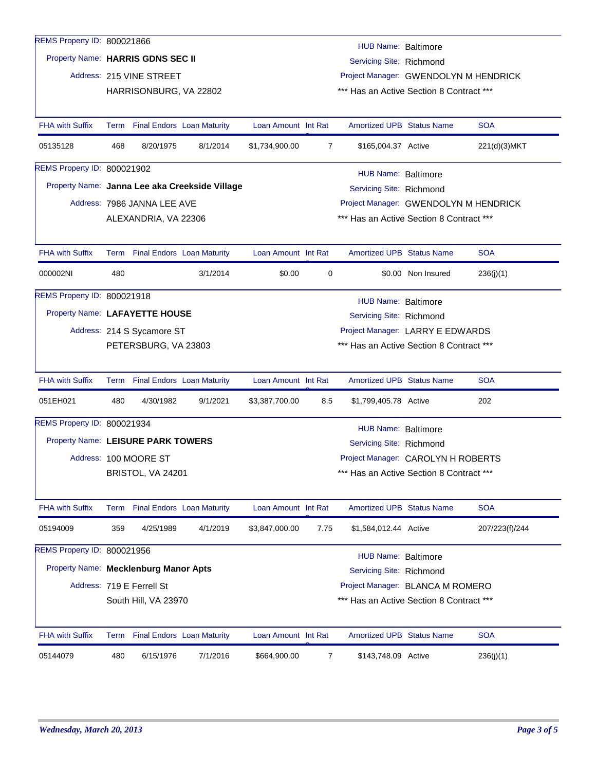REMS Property ID: 800021866

Property Name: **HARRIS GDNS SEC II**

Address: 215 VINE STREET
HARRISONBURG, VA 22802

HUB Name: Baltimore
Servicing Site: Richmond
Project Manager: GWENDOLYN M HENDRICK
*** Has an Active Section 8 Contract ***

| FHA with Suffix | Term | Final Endors | Loan Maturity | Loan Amount | Int Rate | Amortized UPB | Status Name | SOA |
|---|---|---|---|---|---|---|---|---|
| 05135128 | 468 | 8/20/1975 | 8/1/2014 | $1,734,900.00 | 7 | $165,004.37 | Active | 221(d)(3)MKT |

REMS Property ID: 800021902

Property Name: **Janna Lee aka Creekside Village**

Address: 7986 JANNA LEE AVE
ALEXANDRIA, VA 22306

HUB Name: Baltimore
Servicing Site: Richmond
Project Manager: GWENDOLYN M HENDRICK
*** Has an Active Section 8 Contract ***

| FHA with Suffix | Term | Final Endors | Loan Maturity | Loan Amount | Int Rate | Amortized UPB | Status Name | SOA |
|---|---|---|---|---|---|---|---|---|
| 000002NI | 480 | | 3/1/2014 | $0.00 | 0 | $0.00 | Non Insured | 236(j)(1) |

REMS Property ID: 800021918

Property Name: **LAFAYETTE HOUSE**

Address: 214 S Sycamore ST
PETERSBURG, VA 23803

HUB Name: Baltimore
Servicing Site: Richmond
Project Manager: LARRY E EDWARDS
*** Has an Active Section 8 Contract ***

| FHA with Suffix | Term | Final Endors | Loan Maturity | Loan Amount | Int Rate | Amortized UPB | Status Name | SOA |
|---|---|---|---|---|---|---|---|---|
| 051EH021 | 480 | 4/30/1982 | 9/1/2021 | $3,387,700.00 | 8.5 | $1,799,405.78 | Active | 202 |

REMS Property ID: 800021934

Property Name: **LEISURE PARK TOWERS**

Address: 100 MOORE ST
BRISTOL, VA 24201

HUB Name: Baltimore
Servicing Site: Richmond
Project Manager: CAROLYN H ROBERTS
*** Has an Active Section 8 Contract ***

| FHA with Suffix | Term | Final Endors | Loan Maturity | Loan Amount | Int Rate | Amortized UPB | Status Name | SOA |
|---|---|---|---|---|---|---|---|---|
| 05194009 | 359 | 4/25/1989 | 4/1/2019 | $3,847,000.00 | 7.75 | $1,584,012.44 | Active | 207/223(f)/244 |

REMS Property ID: 800021956

Property Name: **Mecklenburg Manor Apts**

Address: 719 E Ferrell St
South Hill, VA 23970

HUB Name: Baltimore
Servicing Site: Richmond
Project Manager: BLANCA M ROMERO
*** Has an Active Section 8 Contract ***

| FHA with Suffix | Term | Final Endors | Loan Maturity | Loan Amount | Int Rate | Amortized UPB | Status Name | SOA |
|---|---|---|---|---|---|---|---|---|
| 05144079 | 480 | 6/15/1976 | 7/1/2016 | $664,900.00 | 7 | $143,748.09 | Active | 236(j)(1) |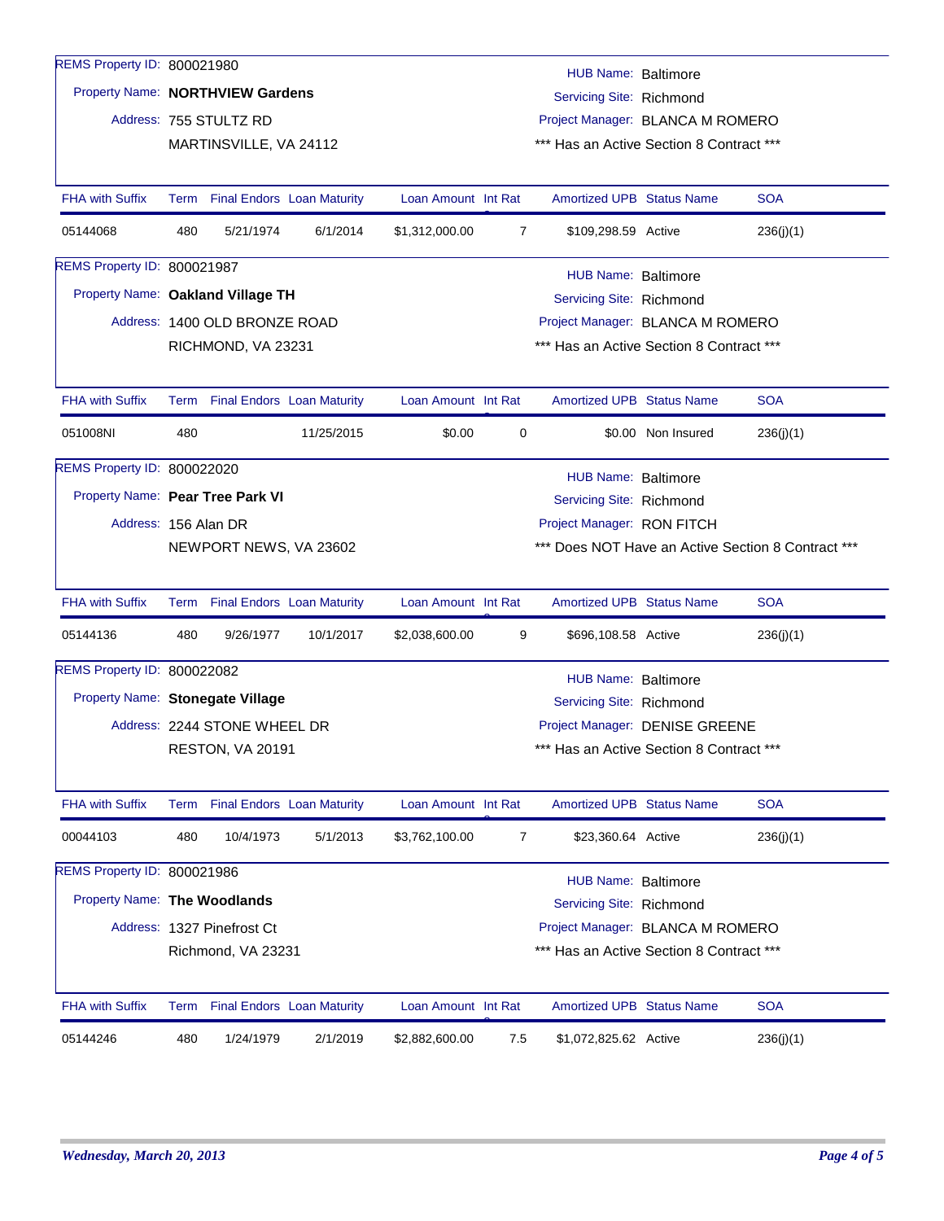REMS Property ID: 800021980

Property Name: **NORTHVIEW Gardens**

Address: 755 STULTZ RD
MARTINSVILLE, VA 24112

HUB Name: Baltimore
Servicing Site: Richmond
Project Manager: BLANCA M ROMERO
*** Has an Active Section 8 Contract ***

| FHA with Suffix | Term | Final Endors | Loan Maturity | Loan Amount | Int Rate | Amortized UPB | Status Name | SOA |
|---|---|---|---|---|---|---|---|---|
| 05144068 | 480 | 5/21/1974 | 6/1/2014 | $1,312,000.00 | 7 | $109,298.59 | Active | 236(j)(1) |

REMS Property ID: 800021987

Property Name: **Oakland Village TH**

Address: 1400 OLD BRONZE ROAD
RICHMOND, VA 23231

HUB Name: Baltimore
Servicing Site: Richmond
Project Manager: BLANCA M ROMERO
*** Has an Active Section 8 Contract ***

| FHA with Suffix | Term | Final Endors | Loan Maturity | Loan Amount | Int Rate | Amortized UPB | Status Name | SOA |
|---|---|---|---|---|---|---|---|---|
| 051008NI | 480 | | 11/25/2015 | $0.00 | 0 | $0.00 | Non Insured | 236(j)(1) |

REMS Property ID: 800022020

Property Name: **Pear Tree Park VI**

Address: 156 Alan DR
NEWPORT NEWS, VA 23602

HUB Name: Baltimore
Servicing Site: Richmond
Project Manager: RON FITCH
*** Does NOT Have an Active Section 8 Contract ***

| FHA with Suffix | Term | Final Endors | Loan Maturity | Loan Amount | Int Rate | Amortized UPB | Status Name | SOA |
|---|---|---|---|---|---|---|---|---|
| 05144136 | 480 | 9/26/1977 | 10/1/2017 | $2,038,600.00 | 9 | $696,108.58 | Active | 236(j)(1) |

REMS Property ID: 800022082

Property Name: **Stonegate Village**

Address: 2244 STONE WHEEL DR
RESTON, VA 20191

HUB Name: Baltimore
Servicing Site: Richmond
Project Manager: DENISE GREENE
*** Has an Active Section 8 Contract ***

| FHA with Suffix | Term | Final Endors | Loan Maturity | Loan Amount | Int Rate | Amortized UPB | Status Name | SOA |
|---|---|---|---|---|---|---|---|---|
| 00044103 | 480 | 10/4/1973 | 5/1/2013 | $3,762,100.00 | 7 | $23,360.64 | Active | 236(j)(1) |

REMS Property ID: 800021986

Property Name: **The Woodlands**

Address: 1327 Pinefrost Ct
Richmond, VA 23231

HUB Name: Baltimore
Servicing Site: Richmond
Project Manager: BLANCA M ROMERO
*** Has an Active Section 8 Contract ***

| FHA with Suffix | Term | Final Endors | Loan Maturity | Loan Amount | Int Rate | Amortized UPB | Status Name | SOA |
|---|---|---|---|---|---|---|---|---|
| 05144246 | 480 | 1/24/1979 | 2/1/2019 | $2,882,600.00 | 7.5 | $1,072,825.62 | Active | 236(j)(1) |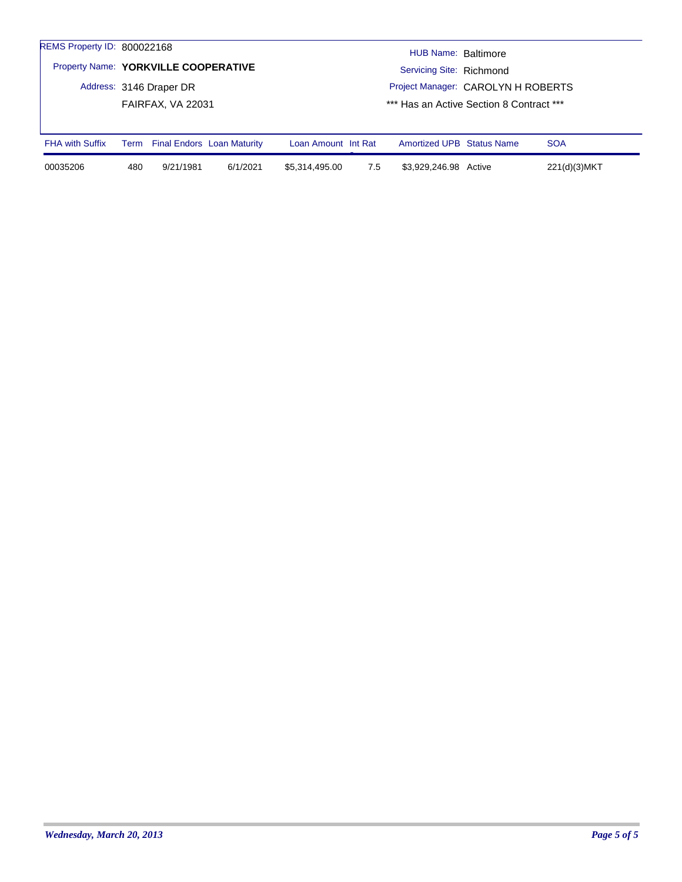REMS Property ID: 800022168

Property Name: **YORKVILLE COOPERATIVE**

Address: 3146 Draper DR
FAIRFAX, VA 22031

HUB Name: Baltimore

Servicing Site: Richmond

Project Manager: CAROLYN H ROBERTS

*** Has an Active Section 8 Contract ***

| FHA with Suffix | Term | Final Endors | Loan Maturity | Loan Amount | Int Rate | Amortized UPB | Status Name | SOA |
|---|---|---|---|---|---|---|---|---|
| 00035206 | 480 | 9/21/1981 | 6/1/2021 | $5,314,495.00 | 7.5 | $3,929,246.98 | Active | 221(d)(3)MKT |

*Wednesday, March 20, 2013*